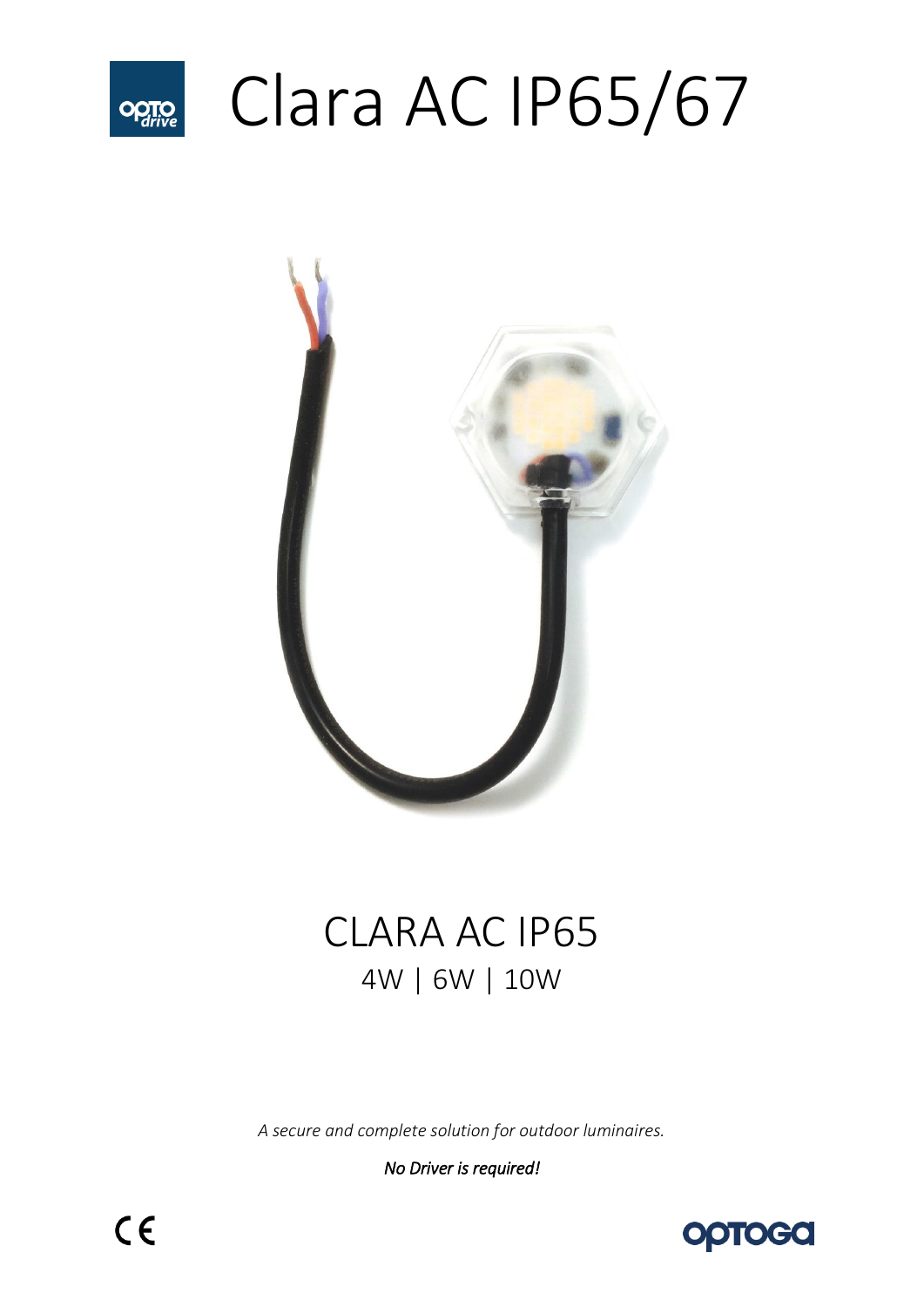# Clara AC IP65/67

## CLARA AC IP65

4W | 6W | 10W

*A secure and complete solution for outdoor luminaires.*

***No Driver is required!***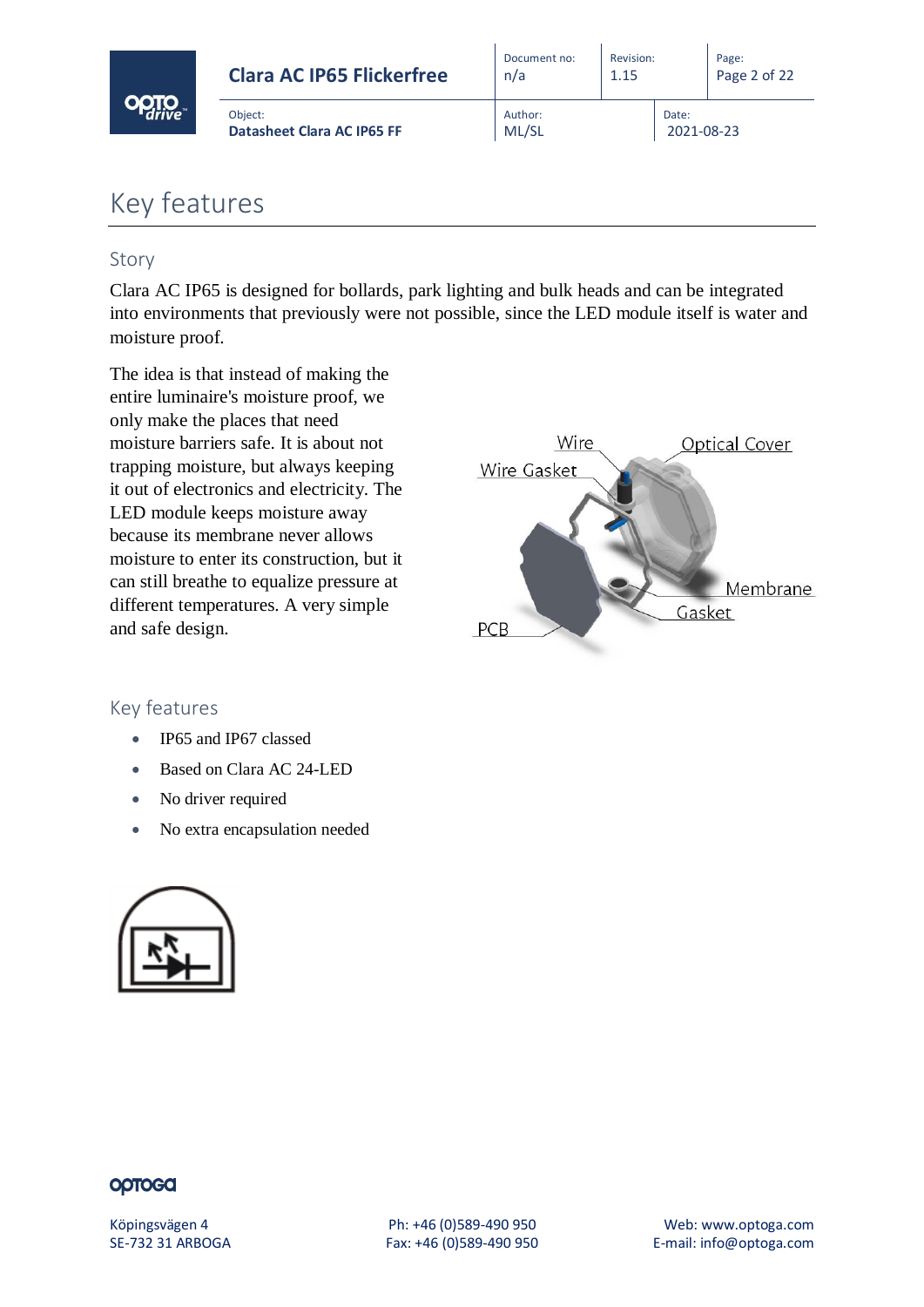# Key features

## Story

Clara AC IP65 is designed for bollards, park lighting and bulk heads and can be integrated into environments that previously were not possible, since the LED module itself is water and moisture proof.

The idea is that instead of making the entire luminaire's moisture proof, we only make the places that need moisture barriers safe. It is about not trapping moisture, but always keeping it out of electronics and electricity. The LED module keeps moisture away because its membrane never allows moisture to enter its construction, but it can still breathe to equalize pressure at different temperatures. A very simple and safe design.

Wire
Optical Cover
Wire Gasket
Membrane
Gasket
PCB

## Key features

- IP65 and IP67 classed
- Based on Clara AC 24-LED
- No driver required
- No extra encapsulation needed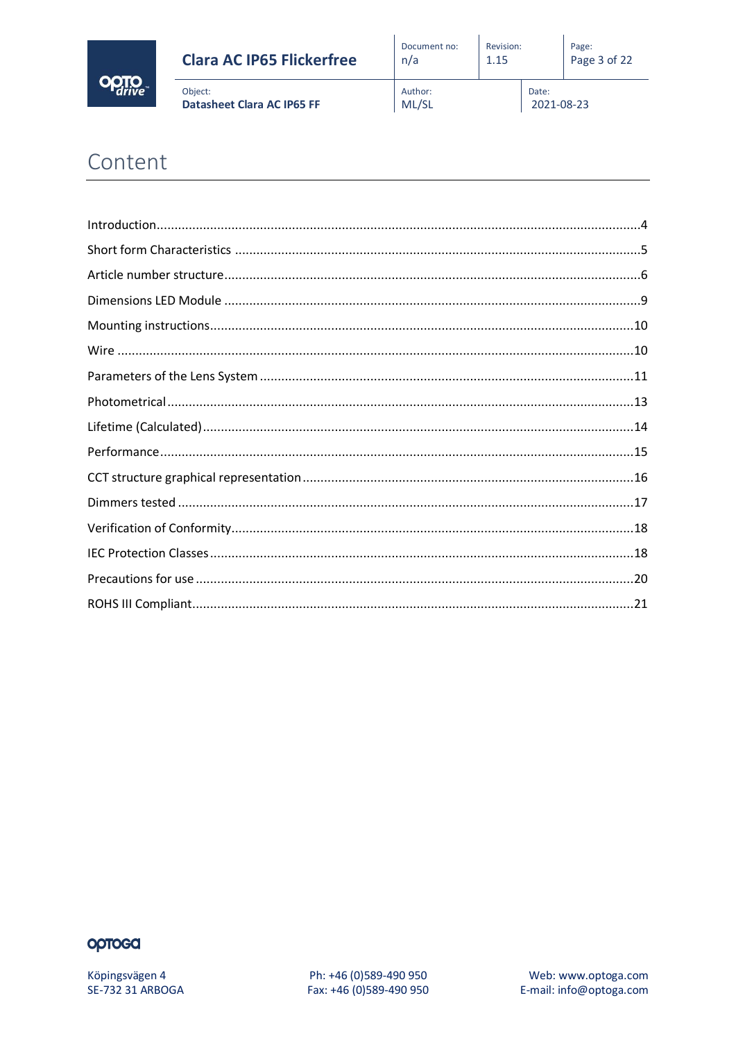# Content

Introduction....................................................................................................................4

Short form Characteristics ...............................................................................................5

Article number structure..................................................................................................6

Dimensions LED Module .................................................................................................9

Mounting instructions....................................................................................................10

Wire ..............................................................................................................................10

Parameters of the Lens System .......................................................................................11

Photometrical................................................................................................................13

Lifetime (Calculated)......................................................................................................14

Performance..................................................................................................................15

CCT structure graphical representation ..........................................................................16

Dimmers tested .............................................................................................................17

Verification of Conformity..............................................................................................18

IEC Protection Classes....................................................................................................18

Precautions for use ........................................................................................................20

ROHS III Compliant.........................................................................................................21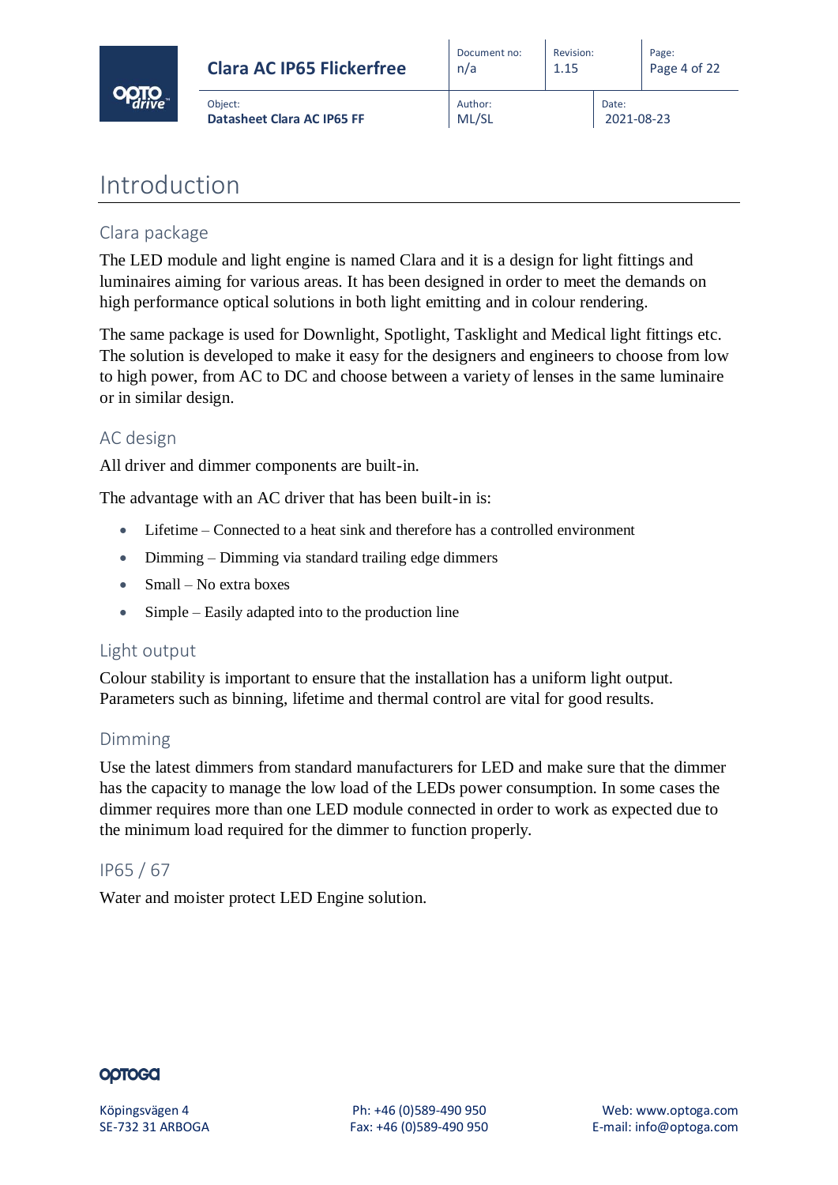# Introduction

## Clara package

The LED module and light engine is named Clara and it is a design for light fittings and luminaires aiming for various areas. It has been designed in order to meet the demands on high performance optical solutions in both light emitting and in colour rendering.

The same package is used for Downlight, Spotlight, Tasklight and Medical light fittings etc. The solution is developed to make it easy for the designers and engineers to choose from low to high power, from AC to DC and choose between a variety of lenses in the same luminaire or in similar design.

## AC design

All driver and dimmer components are built-in.

The advantage with an AC driver that has been built-in is:

- Lifetime – Connected to a heat sink and therefore has a controlled environment
- Dimming – Dimming via standard trailing edge dimmers
- Small – No extra boxes
- Simple – Easily adapted into to the production line

## Light output

Colour stability is important to ensure that the installation has a uniform light output. Parameters such as binning, lifetime and thermal control are vital for good results.

## Dimming

Use the latest dimmers from standard manufacturers for LED and make sure that the dimmer has the capacity to manage the low load of the LEDs power consumption. In some cases the dimmer requires more than one LED module connected in order to work as expected due to the minimum load required for the dimmer to function properly.

## IP65 / 67

Water and moister protect LED Engine solution.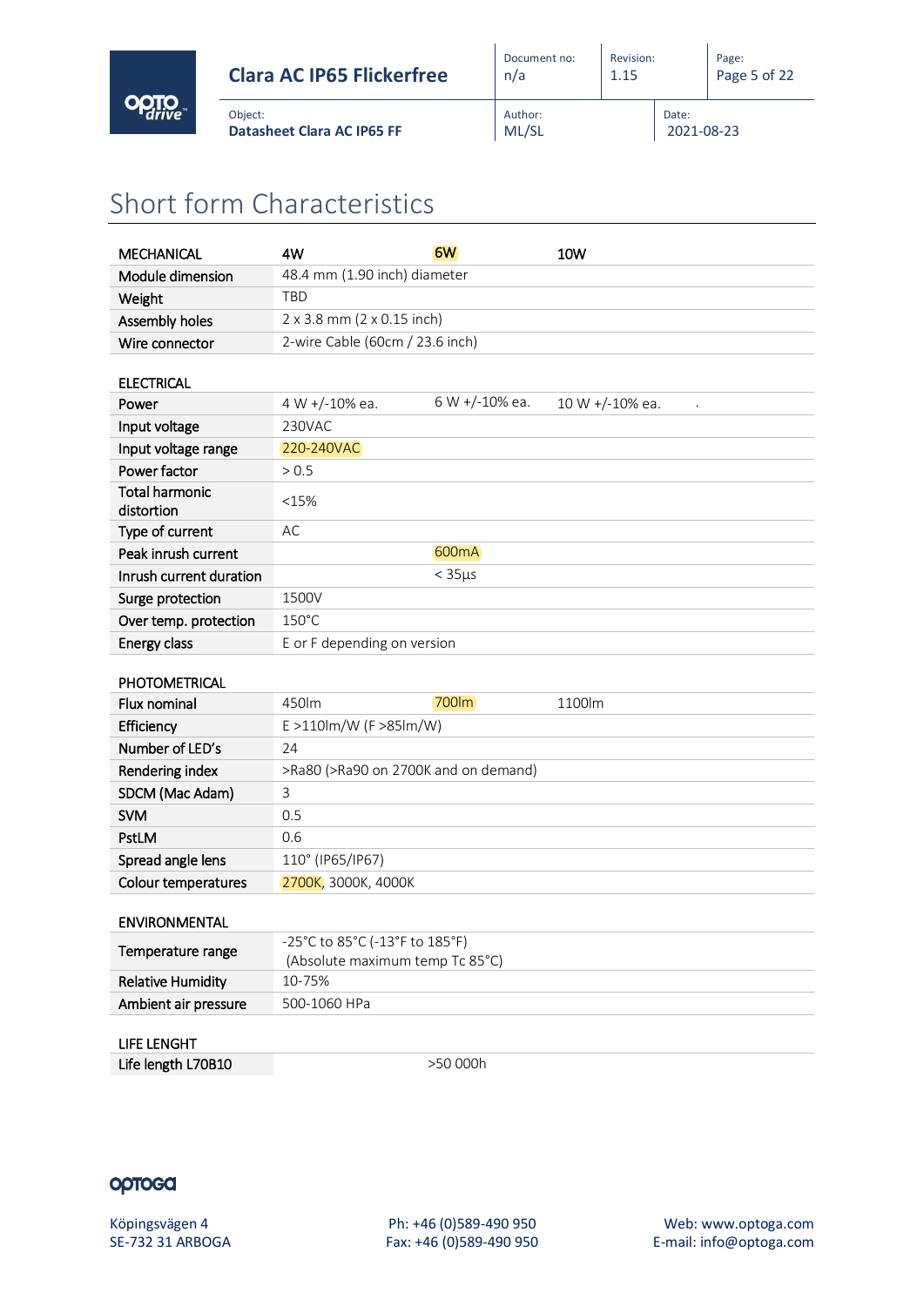# Short form Characteristics

| MECHANICAL | 4W | 6W | 10W |
|---|---|---|---|
| Module dimension | 48.4 mm (1.90 inch) diameter | | |
| Weight | TBD | | |
| Assembly holes | 2 x 3.8 mm (2 x 0.15 inch) | | |
| Wire connector | 2-wire Cable (60cm / 23.6 inch) | | |
| **ELECTRICAL** | | | |
| Power | 4 W +/-10% ea. | 6 W +/-10% ea. | 10 W +/-10% ea. . |
| Input voltage | 230VAC | | |
| Input voltage range | 220-240VAC | | |
| Power factor | > 0.5 | | |
| Total harmonic distortion | <15% | | |
| Type of current | AC | | |
| Peak inrush current | | 600mA | |
| Inrush current duration | | < 35µs | |
| Surge protection | 1500V | | |
| Over temp. protection | 150°C | | |
| Energy class | E or F depending on version | | |
| **PHOTOMETRICAL** | | | |
| Flux nominal | 450lm | 700lm | 1100lm |
| Efficiency | E >110lm/W (F >85lm/W) | | |
| Number of LED's | 24 | | |
| Rendering index | >Ra80 (>Ra90 on 2700K and on demand) | | |
| SDCM (Mac Adam) | 3 | | |
| SVM | 0.5 | | |
| PstLM | 0.6 | | |
| Spread angle lens | 110° (IP65/IP67) | | |
| Colour temperatures | 2700K, 3000K, 4000K | | |
| **ENVIRONMENTAL** | | | |
| Temperature range | -25°C to 85°C (-13°F to 185°F) (Absolute maximum temp Tc 85°C) | | |
| Relative Humidity | 10-75% | | |
| Ambient air pressure | 500-1060 HPa | | |
| **LIFE LENGHT** | | | |
| Life length L70B10 | | >50 000h | |

optoga

Köpingsvägen 4
SE-732 31 ARBOGA

Ph: +46 (0)589-490 950
Fax: +46 (0)589-490 950

Web: www.optoga.com
E-mail: info@optoga.com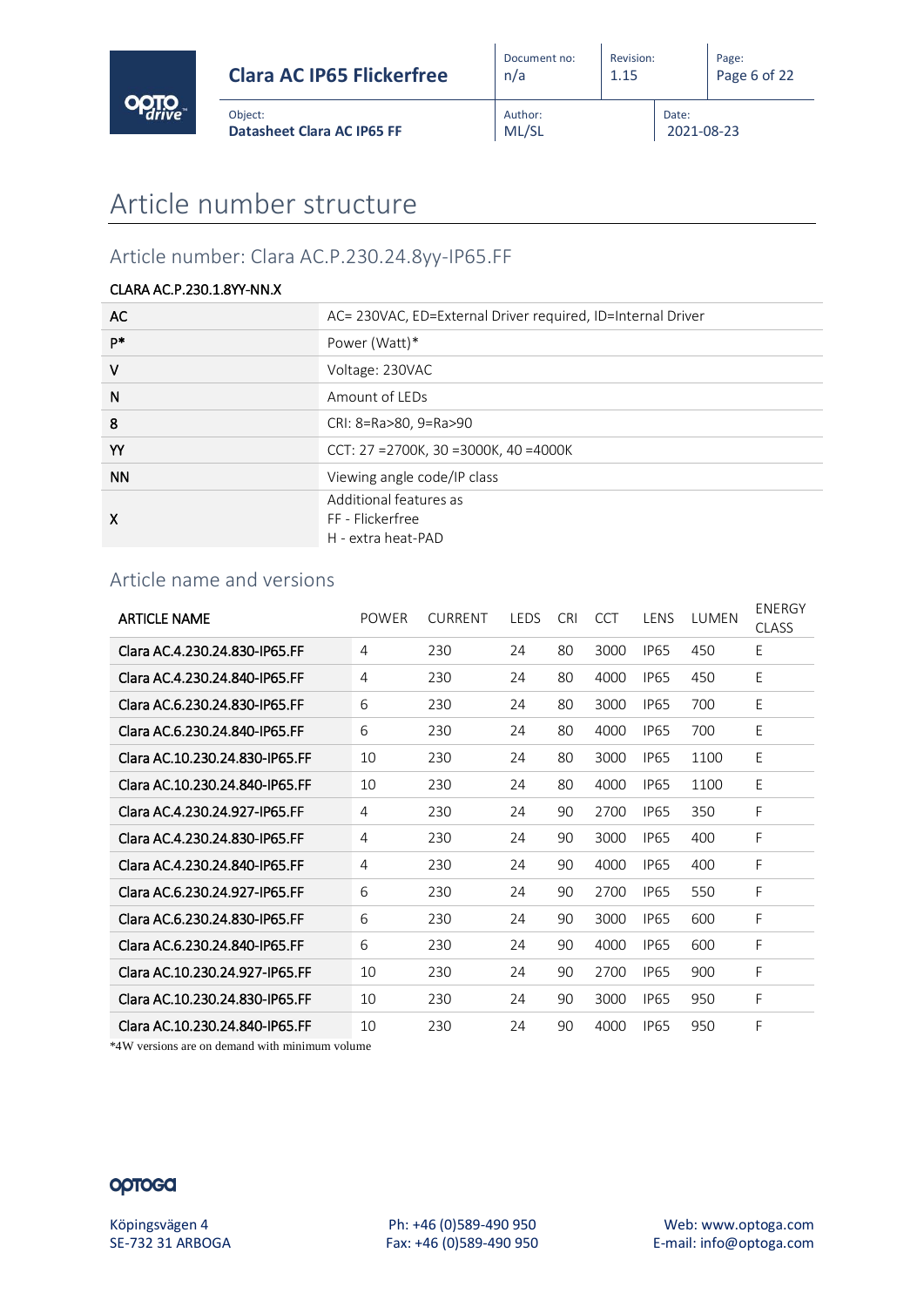# Article number structure

## Article number: Clara AC.P.230.24.8yy-IP65.FF

CLARA AC.P.230.1.8YY-NN.X

| | |
|---|---|
| AC | AC= 230VAC, ED=External Driver required, ID=Internal Driver |
| P* | Power (Watt)* |
| V | Voltage: 230VAC |
| N | Amount of LEDs |
| 8 | CRI: 8=Ra>80, 9=Ra>90 |
| YY | CCT: 27 =2700K, 30 =3000K, 40 =4000K |
| NN | Viewing angle code/IP class |
| X | Additional features as<br>FF - Flickerfree<br>H - extra heat-PAD |

## Article name and versions

| ARTICLE NAME | POWER | CURRENT | LEDS | CRI | CCT | LENS | LUMEN | ENERGY CLASS |
|---|---|---|---|---|---|---|---|---|
| Clara AC.4.230.24.830-IP65.FF | 4 | 230 | 24 | 80 | 3000 | IP65 | 450 | E |
| Clara AC.4.230.24.840-IP65.FF | 4 | 230 | 24 | 80 | 4000 | IP65 | 450 | E |
| Clara AC.6.230.24.830-IP65.FF | 6 | 230 | 24 | 80 | 3000 | IP65 | 700 | E |
| Clara AC.6.230.24.840-IP65.FF | 6 | 230 | 24 | 80 | 4000 | IP65 | 700 | E |
| Clara AC.10.230.24.830-IP65.FF | 10 | 230 | 24 | 80 | 3000 | IP65 | 1100 | E |
| Clara AC.10.230.24.840-IP65.FF | 10 | 230 | 24 | 80 | 4000 | IP65 | 1100 | E |
| Clara AC.4.230.24.927-IP65.FF | 4 | 230 | 24 | 90 | 2700 | IP65 | 350 | F |
| Clara AC.4.230.24.830-IP65.FF | 4 | 230 | 24 | 90 | 3000 | IP65 | 400 | F |
| Clara AC.4.230.24.840-IP65.FF | 4 | 230 | 24 | 90 | 4000 | IP65 | 400 | F |
| Clara AC.6.230.24.927-IP65.FF | 6 | 230 | 24 | 90 | 2700 | IP65 | 550 | F |
| Clara AC.6.230.24.830-IP65.FF | 6 | 230 | 24 | 90 | 3000 | IP65 | 600 | F |
| Clara AC.6.230.24.840-IP65.FF | 6 | 230 | 24 | 90 | 4000 | IP65 | 600 | F |
| Clara AC.10.230.24.927-IP65.FF | 10 | 230 | 24 | 90 | 2700 | IP65 | 900 | F |
| Clara AC.10.230.24.830-IP65.FF | 10 | 230 | 24 | 90 | 3000 | IP65 | 950 | F |
| Clara AC.10.230.24.840-IP65.FF | 10 | 230 | 24 | 90 | 4000 | IP65 | 950 | F |

*4W versions are on demand with minimum volume

Köpingsvägen 4
SE-732 31 ARBOGA

Ph: +46 (0)589-490 950
Fax: +46 (0)589-490 950

Web: www.optoga.com
E-mail: info@optoga.com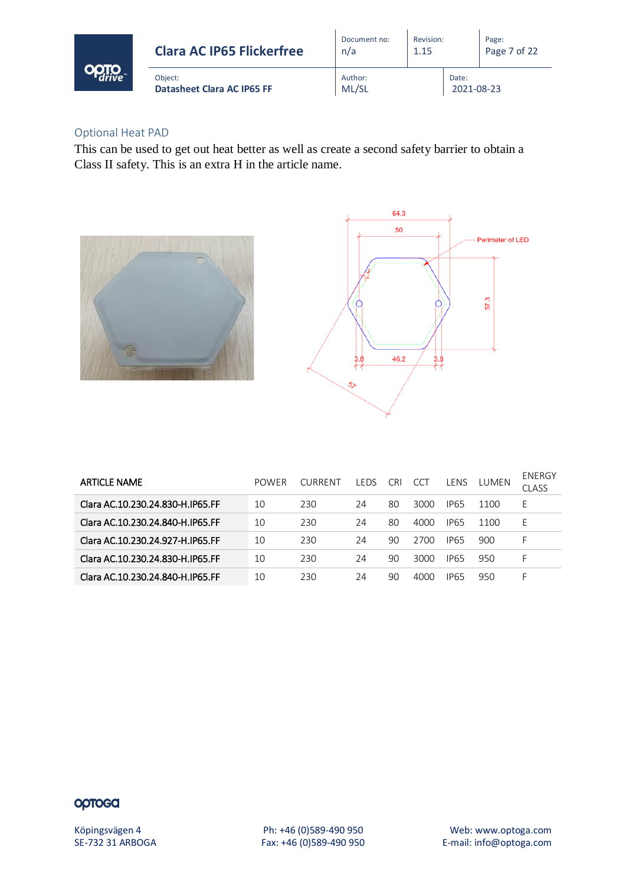## Optional Heat PAD

This can be used to get out heat better as well as create a second safety barrier to obtain a Class II safety. This is an extra H in the article name.

| ARTICLE NAME | POWER | CURRENT | LEDS | CRI | CCT | LENS | LUMEN | ENERGY CLASS |
|---|---|---|---|---|---|---|---|---|
| Clara AC.10.230.24.830-H.IP65.FF | 10 | 230 | 24 | 80 | 3000 | IP65 | 1100 | E |
| Clara AC.10.230.24.840-H.IP65.FF | 10 | 230 | 24 | 80 | 4000 | IP65 | 1100 | E |
| Clara AC.10.230.24.927-H.IP65.FF | 10 | 230 | 24 | 90 | 2700 | IP65 | 900 | F |
| Clara AC.10.230.24.830-H.IP65.FF | 10 | 230 | 24 | 90 | 3000 | IP65 | 950 | F |
| Clara AC.10.230.24.840-H.IP65.FF | 10 | 230 | 24 | 90 | 4000 | IP65 | 950 | F |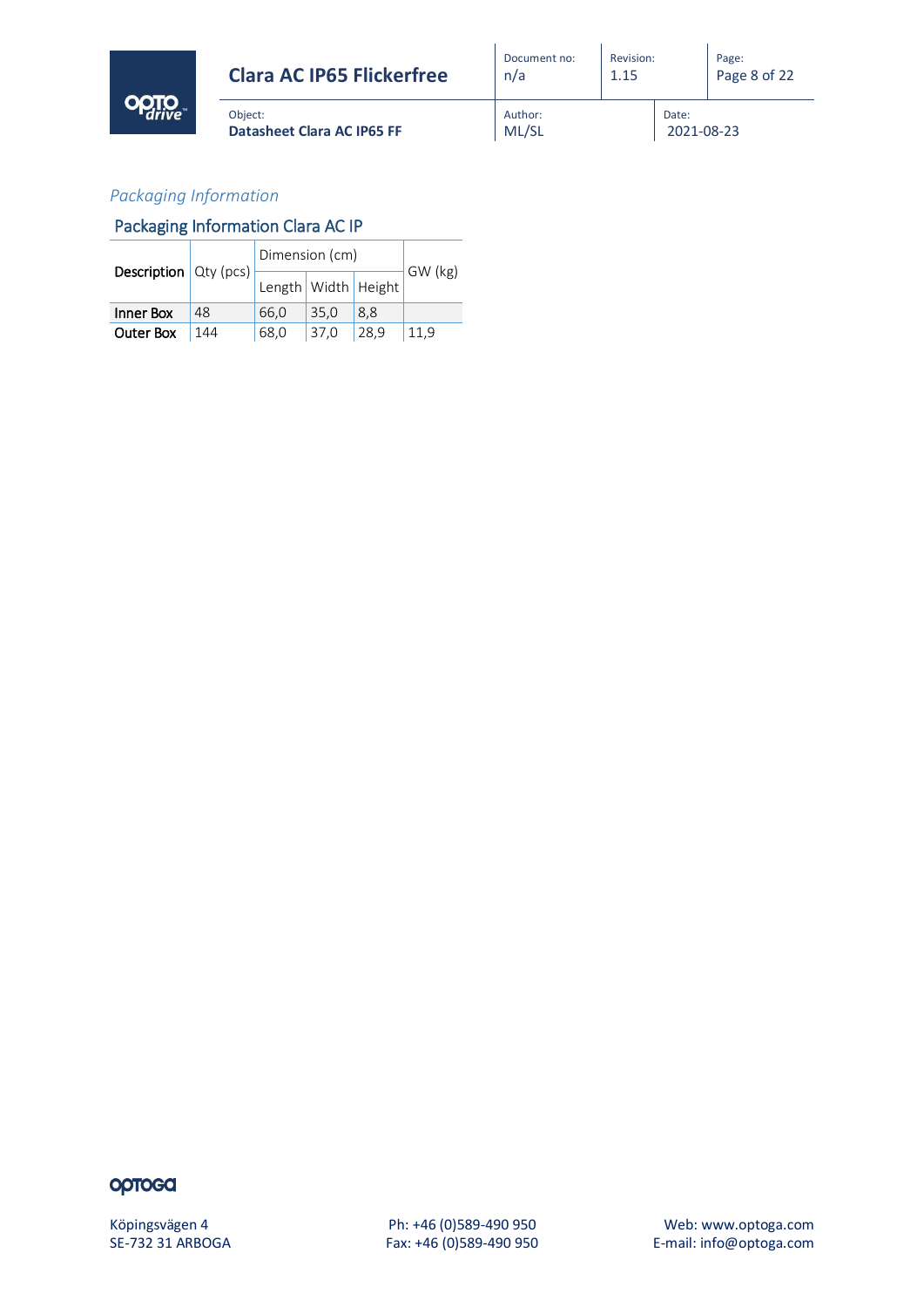*Packaging Information*

## Packaging Information Clara AC IP

| Description | Qty (pcs) | Dimension (cm) | | | GW (kg) |
|---|---|---|---|---|---|
| | | Length | Width | Height | |
| **Inner Box** | 48 | 66,0 | 35,0 | 8,8 | |
| **Outer Box** | 144 | 68,0 | 37,0 | 28,9 | 11,9 |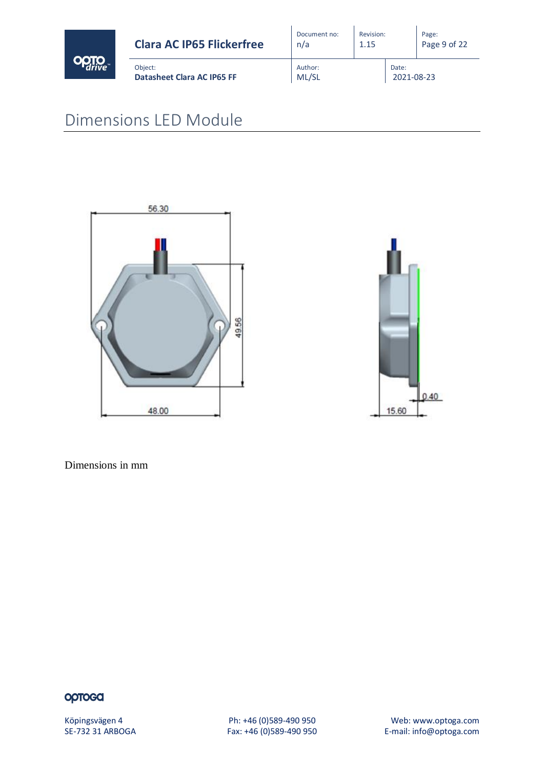# Dimensions LED Module

Dimensions in mm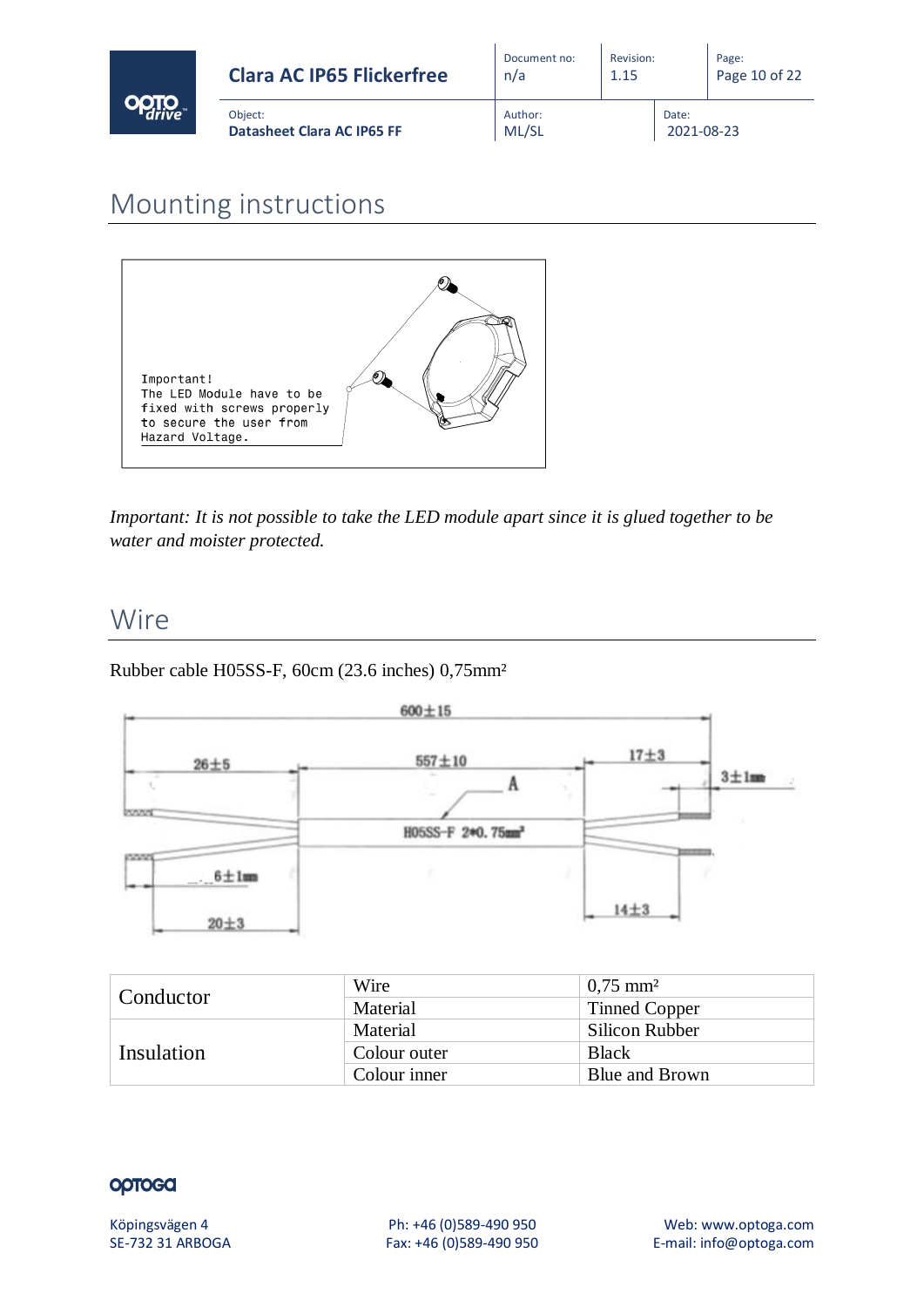# Mounting instructions

Important!
The LED Module have to be fixed with screws properly to secure the user from Hazard Voltage.

*Important: It is not possible to take the LED module apart since it is glued together to be water and moister protected.*

# Wire

Rubber cable H05SS-F, 60cm (23.6 inches) 0,75mm²

600±15

26±5 557±10 17±3 3±1mm

A

H05SS-F 2*0.75mm²

6±1mm

20±3 14±3

| Conductor | Wire | 0,75 mm² |
|---|---|---|
| | Material | Tinned Copper |
| Insulation | Material | Silicon Rubber |
| | Colour outer | Black |
| | Colour inner | Blue and Brown |

optoga

Köpingsvägen 4
SE-732 31 ARBOGA

Ph: +46 (0)589-490 950
Fax: +46 (0)589-490 950

Web: www.optoga.com
E-mail: info@optoga.com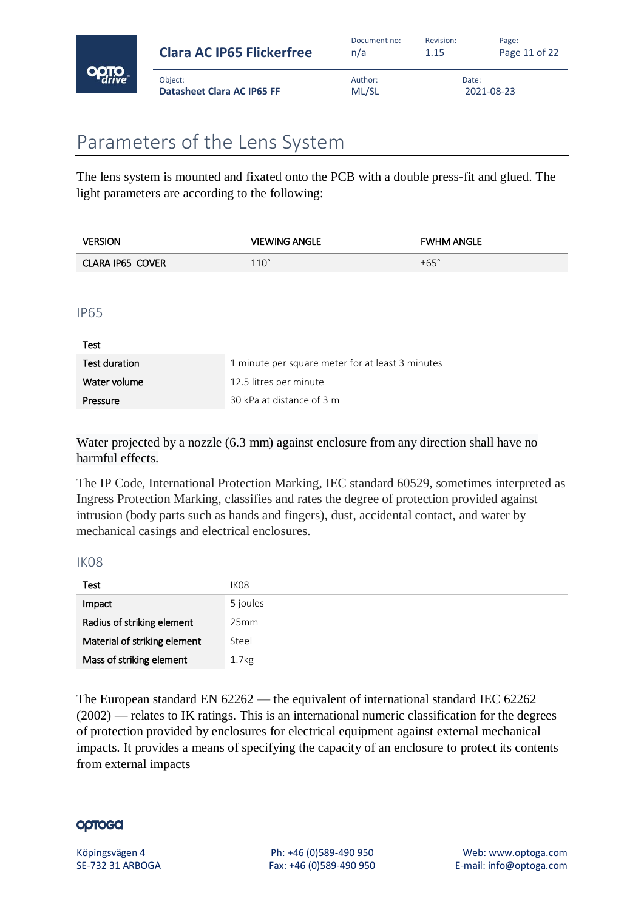# Parameters of the Lens System

The lens system is mounted and fixated onto the PCB with a double press-fit and glued. The light parameters are according to the following:

| VERSION | VIEWING ANGLE | FWHM ANGLE |
|---|---|---|
| CLARA IP65 COVER | 110° | ±65° |

## IP65

| Test | |
|---|---|
| Test duration | 1 minute per square meter for at least 3 minutes |
| Water volume | 12.5 litres per minute |
| Pressure | 30 kPa at distance of 3 m |

Water projected by a nozzle (6.3 mm) against enclosure from any direction shall have no harmful effects.

The IP Code, International Protection Marking, IEC standard 60529, sometimes interpreted as Ingress Protection Marking, classifies and rates the degree of protection provided against intrusion (body parts such as hands and fingers), dust, accidental contact, and water by mechanical casings and electrical enclosures.

## IK08

| Test | IK08 |
|---|---|
| Impact | 5 joules |
| Radius of striking element | 25mm |
| Material of striking element | Steel |
| Mass of striking element | 1.7kg |

The European standard EN 62262 — the equivalent of international standard IEC 62262 (2002) — relates to IK ratings. This is an international numeric classification for the degrees of protection provided by enclosures for electrical equipment against external mechanical impacts. It provides a means of specifying the capacity of an enclosure to protect its contents from external impacts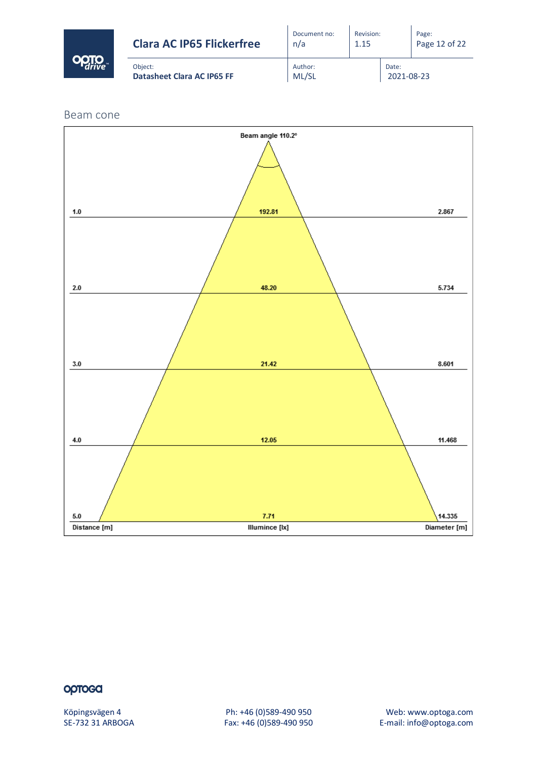## Beam cone

Beam angle 110.2°

| Distance [m] | Illumince [lx] | Diameter [m] |
| --- | --- | --- |
| 1.0 | 192.81 | 2.867 |
| 2.0 | 48.20 | 5.734 |
| 3.0 | 21.42 | 8.601 |
| 4.0 | 12.05 | 11.468 |
| 5.0 | 7.71 | 14.335 |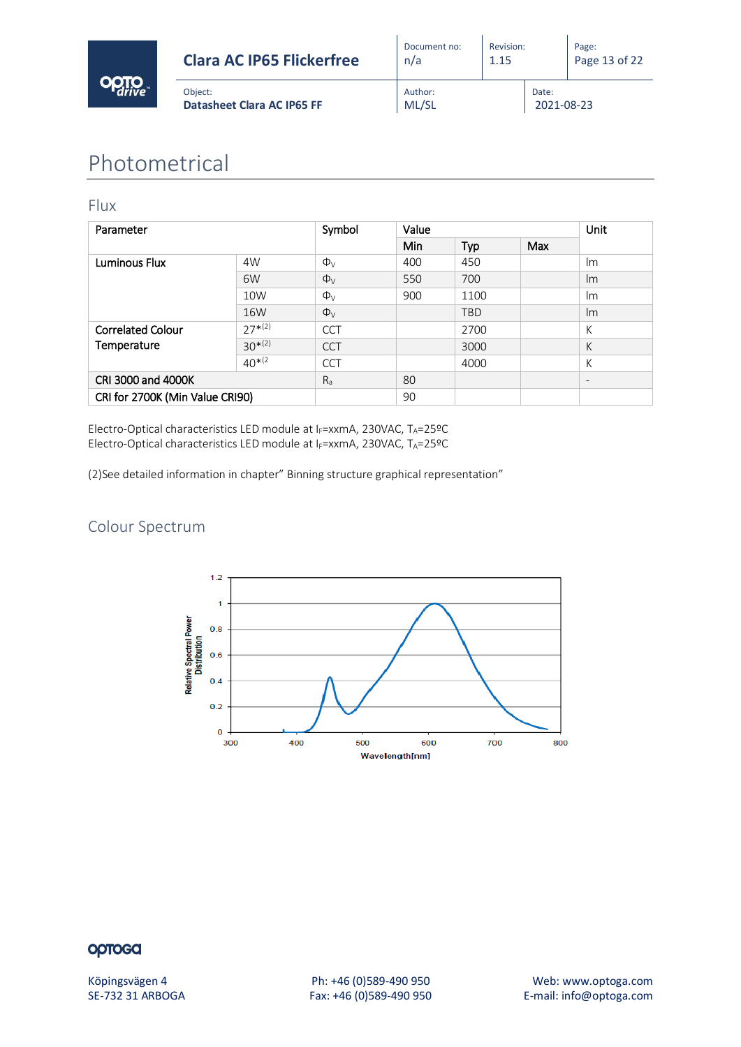# Photometrical

## Flux

| Parameter | | Symbol | Value | | | Unit |
|---|---|---|---|---|---|---|
| | | | Min | Typ | Max | |
| Luminous Flux | 4W | $\Phi_V$ | 400 | 450 | | lm |
| | 6W | $\Phi_V$ | 550 | 700 | | lm |
| | 10W | $\Phi_V$ | 900 | 1100 | | lm |
| | 16W | $\Phi_V$ | | TBD | | lm |
| Correlated Colour Temperature | 27*(2) | CCT | | 2700 | | K |
| | 30*(2) | CCT | | 3000 | | K |
| | 40*(2 | CCT | | 4000 | | K |
| CRI 3000 and 4000K | | $R_a$ | 80 | | | - |
| CRI for 2700K (Min Value CRI90) | | | 90 | | | |

Electro-Optical characteristics LED module at $I_F$=xxmA, 230VAC, $T_A$=25ºC
Electro-Optical characteristics LED module at $I_F$=xxmA, 230VAC, $T_A$=25ºC

(2)See detailed information in chapter" Binning structure graphical representation"

## Colour Spectrum

Relative Spectral Power Distribution

Wavelength[nm]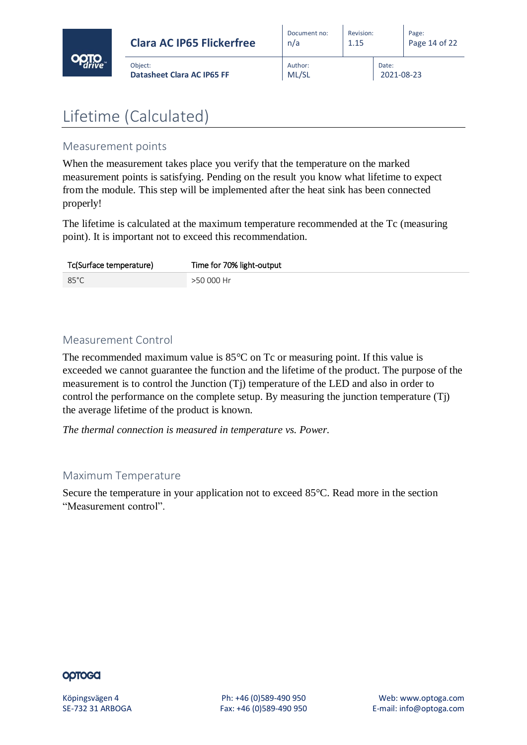# Lifetime (Calculated)

## Measurement points

When the measurement takes place you verify that the temperature on the marked measurement points is satisfying. Pending on the result you know what lifetime to expect from the module. This step will be implemented after the heat sink has been connected properly!

The lifetime is calculated at the maximum temperature recommended at the Tc (measuring point). It is important not to exceed this recommendation.

| Tc(Surface temperature) | Time for 70% light-output |
| --- | --- |
| 85°C | >50 000 Hr |

## Measurement Control

The recommended maximum value is 85°C on Tc or measuring point. If this value is exceeded we cannot guarantee the function and the lifetime of the product. The purpose of the measurement is to control the Junction (Tj) temperature of the LED and also in order to control the performance on the complete setup. By measuring the junction temperature (Tj) the average lifetime of the product is known.

*The thermal connection is measured in temperature vs. Power.*

## Maximum Temperature

Secure the temperature in your application not to exceed 85°C. Read more in the section "Measurement control".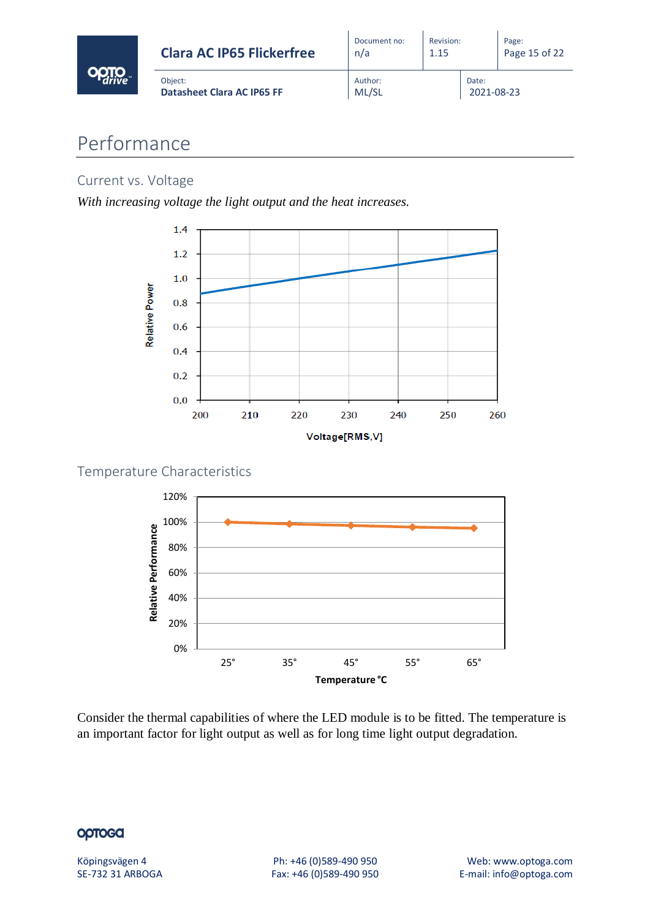# Performance

## Current vs. Voltage

*With increasing voltage the light output and the heat increases.*

## Temperature Characteristics

Consider the thermal capabilities of where the LED module is to be fitted. The temperature is an important factor for light output as well as for long time light output degradation.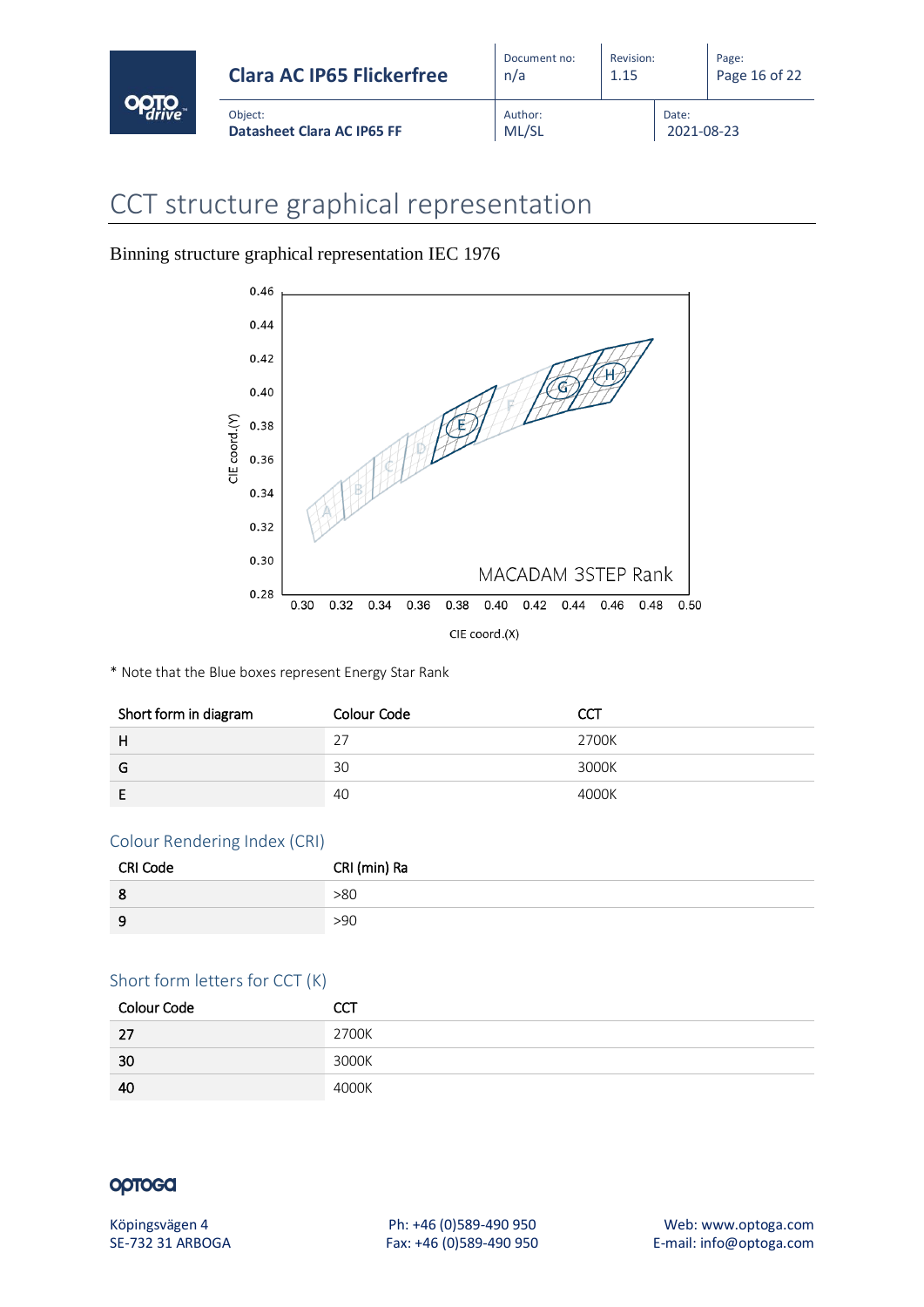# CCT structure graphical representation

Binning structure graphical representation IEC 1976

\* Note that the Blue boxes represent Energy Star Rank

| Short form in diagram | Colour Code | CCT |
| --- | --- | --- |
| H | 27 | 2700K |
| G | 30 | 3000K |
| E | 40 | 4000K |

## Colour Rendering Index (CRI)

| CRI Code | CRI (min) Ra |
| --- | --- |
| 8 | >80 |
| 9 | >90 |

## Short form letters for CCT (K)

| Colour Code | CCT |
| --- | --- |
| 27 | 2700K |
| 30 | 3000K |
| 40 | 4000K |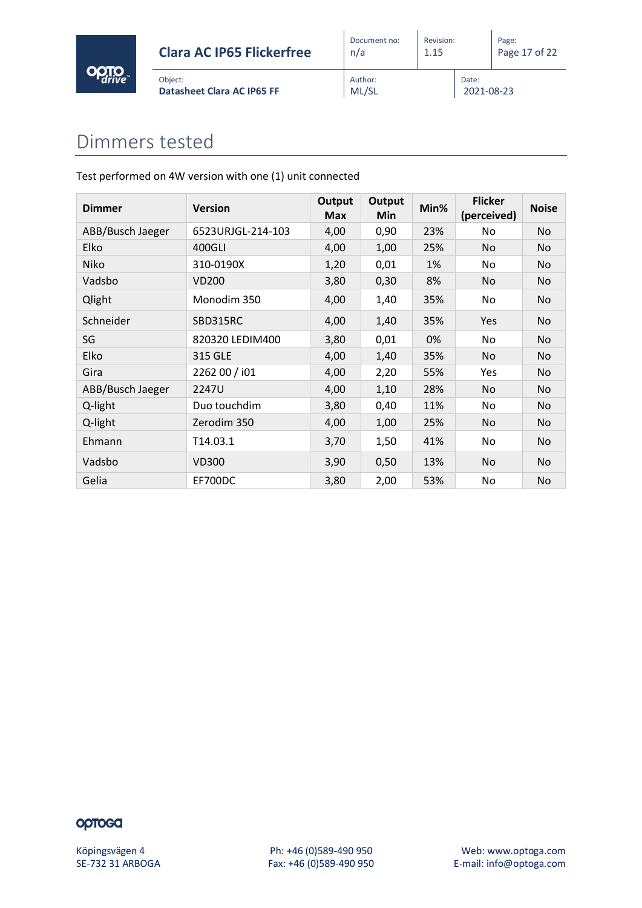# Dimmers tested

Test performed on 4W version with one (1) unit connected

| Dimmer | Version | Output Max | Output Min | Min% | Flicker (perceived) | Noise |
|---|---|---|---|---|---|---|
| ABB/Busch Jaeger | 6523URJGL-214-103 | 4,00 | 0,90 | 23% | No | No |
| Elko | 400GLI | 4,00 | 1,00 | 25% | No | No |
| Niko | 310-0190X | 1,20 | 0,01 | 1% | No | No |
| Vadsbo | VD200 | 3,80 | 0,30 | 8% | No | No |
| Qlight | Monodim 350 | 4,00 | 1,40 | 35% | No | No |
| Schneider | SBD315RC | 4,00 | 1,40 | 35% | Yes | No |
| SG | 820320 LEDIM400 | 3,80 | 0,01 | 0% | No | No |
| Elko | 315 GLE | 4,00 | 1,40 | 35% | No | No |
| Gira | 2262 00 / i01 | 4,00 | 2,20 | 55% | Yes | No |
| ABB/Busch Jaeger | 2247U | 4,00 | 1,10 | 28% | No | No |
| Q-light | Duo touchdim | 3,80 | 0,40 | 11% | No | No |
| Q-light | Zerodim 350 | 4,00 | 1,00 | 25% | No | No |
| Ehmann | T14.03.1 | 3,70 | 1,50 | 41% | No | No |
| Vadsbo | VD300 | 3,90 | 0,50 | 13% | No | No |
| Gelia | EF700DC | 3,80 | 2,00 | 53% | No | No |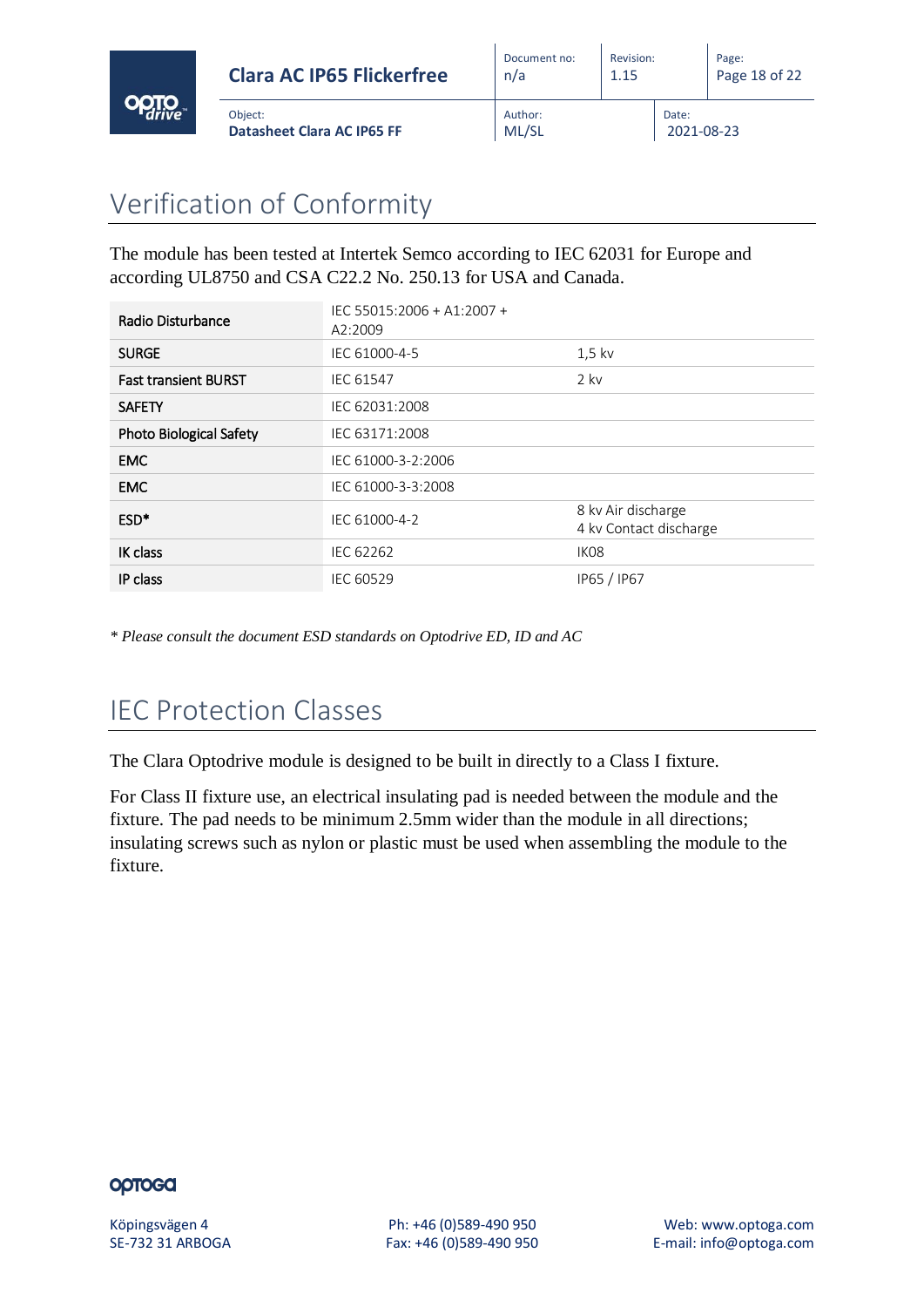# Verification of Conformity

The module has been tested at Intertek Semco according to IEC 62031 for Europe and according UL8750 and CSA C22.2 No. 250.13 for USA and Canada.

| | | |
|---|---|---|
| **Radio Disturbance** | IEC 55015:2006 + A1:2007 + A2:2009 | |
| **SURGE** | IEC 61000-4-5 | 1,5 kv |
| **Fast transient BURST** | IEC 61547 | 2 kv |
| **SAFETY** | IEC 62031:2008 | |
| **Photo Biological Safety** | IEC 63171:2008 | |
| **EMC** | IEC 61000-3-2:2006 | |
| **EMC** | IEC 61000-3-3:2008 | |
| **ESD*** | IEC 61000-4-2 | 8 kv Air discharge<br>4 kv Contact discharge |
| **IK class** | IEC 62262 | IK08 |
| **IP class** | IEC 60529 | IP65 / IP67 |

*\* Please consult the document ESD standards on Optodrive ED, ID and AC*

# IEC Protection Classes

The Clara Optodrive module is designed to be built in directly to a Class I fixture.

For Class II fixture use, an electrical insulating pad is needed between the module and the fixture. The pad needs to be minimum 2.5mm wider than the module in all directions; insulating screws such as nylon or plastic must be used when assembling the module to the fixture.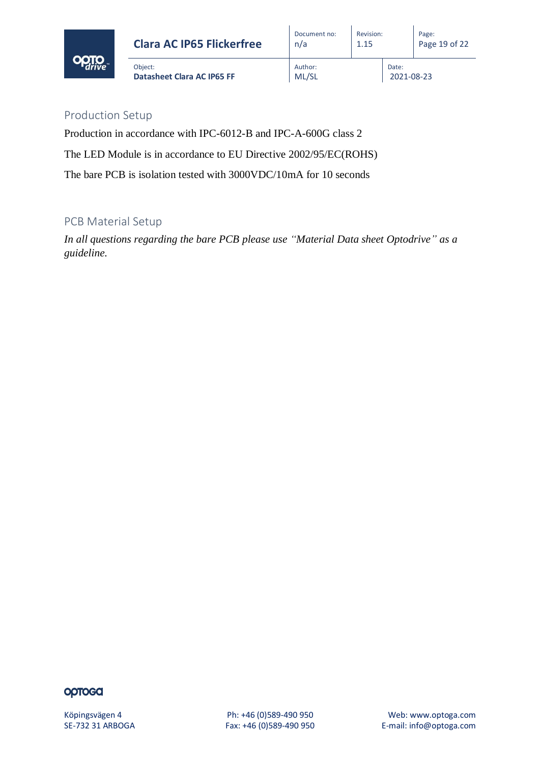## Production Setup

Production in accordance with IPC-6012-B and IPC-A-600G class 2

The LED Module is in accordance to EU Directive 2002/95/EC(ROHS)

The bare PCB is isolation tested with 3000VDC/10mA for 10 seconds

## PCB Material Setup

*In all questions regarding the bare PCB please use "Material Data sheet Optodrive" as a guideline.*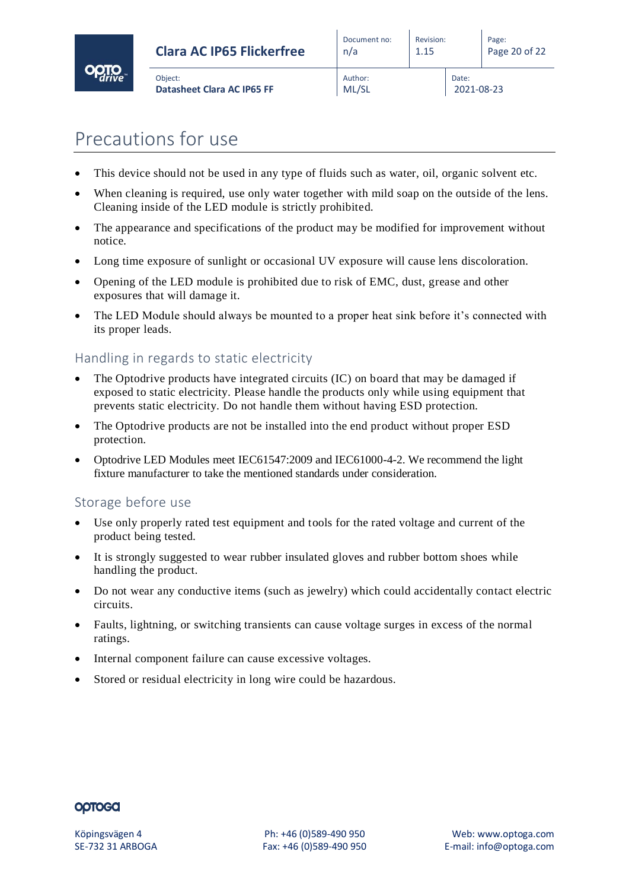# Precautions for use

- This device should not be used in any type of fluids such as water, oil, organic solvent etc.
- When cleaning is required, use only water together with mild soap on the outside of the lens. Cleaning inside of the LED module is strictly prohibited.
- The appearance and specifications of the product may be modified for improvement without notice.
- Long time exposure of sunlight or occasional UV exposure will cause lens discoloration.
- Opening of the LED module is prohibited due to risk of EMC, dust, grease and other exposures that will damage it.
- The LED Module should always be mounted to a proper heat sink before it's connected with its proper leads.

## Handling in regards to static electricity

- The Optodrive products have integrated circuits (IC) on board that may be damaged if exposed to static electricity. Please handle the products only while using equipment that prevents static electricity. Do not handle them without having ESD protection.
- The Optodrive products are not be installed into the end product without proper ESD protection.
- Optodrive LED Modules meet IEC61547:2009 and IEC61000-4-2. We recommend the light fixture manufacturer to take the mentioned standards under consideration.

## Storage before use

- Use only properly rated test equipment and tools for the rated voltage and current of the product being tested.
- It is strongly suggested to wear rubber insulated gloves and rubber bottom shoes while handling the product.
- Do not wear any conductive items (such as jewelry) which could accidentally contact electric circuits.
- Faults, lightning, or switching transients can cause voltage surges in excess of the normal ratings.
- Internal component failure can cause excessive voltages.
- Stored or residual electricity in long wire could be hazardous.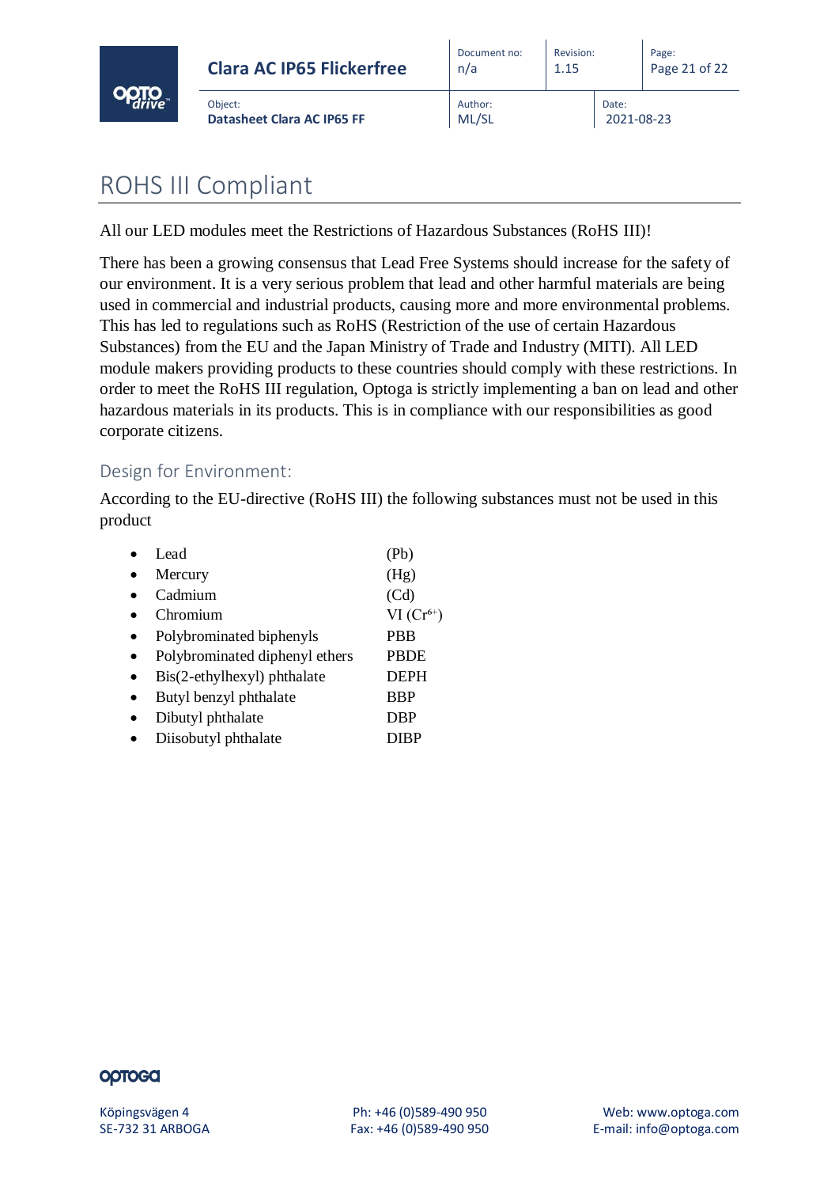# ROHS III Compliant

All our LED modules meet the Restrictions of Hazardous Substances (RoHS III)!

There has been a growing consensus that Lead Free Systems should increase for the safety of our environment. It is a very serious problem that lead and other harmful materials are being used in commercial and industrial products, causing more and more environmental problems. This has led to regulations such as RoHS (Restriction of the use of certain Hazardous Substances) from the EU and the Japan Ministry of Trade and Industry (MITI). All LED module makers providing products to these countries should comply with these restrictions. In order to meet the RoHS III regulation, Optoga is strictly implementing a ban on lead and other hazardous materials in its products. This is in compliance with our responsibilities as good corporate citizens.

## Design for Environment:

According to the EU-directive (RoHS III) the following substances must not be used in this product

- Lead (Pb)
- Mercury (Hg)
- Cadmium (Cd)
- Chromium VI ($Cr^{6+}$)
- Polybrominated biphenyls PBB
- Polybrominated diphenyl ethers PBDE
- Bis(2-ethylhexyl) phthalate DEPH
- Butyl benzyl phthalate BBP
- Dibutyl phthalate DBP
- Diisobutyl phthalate DIBP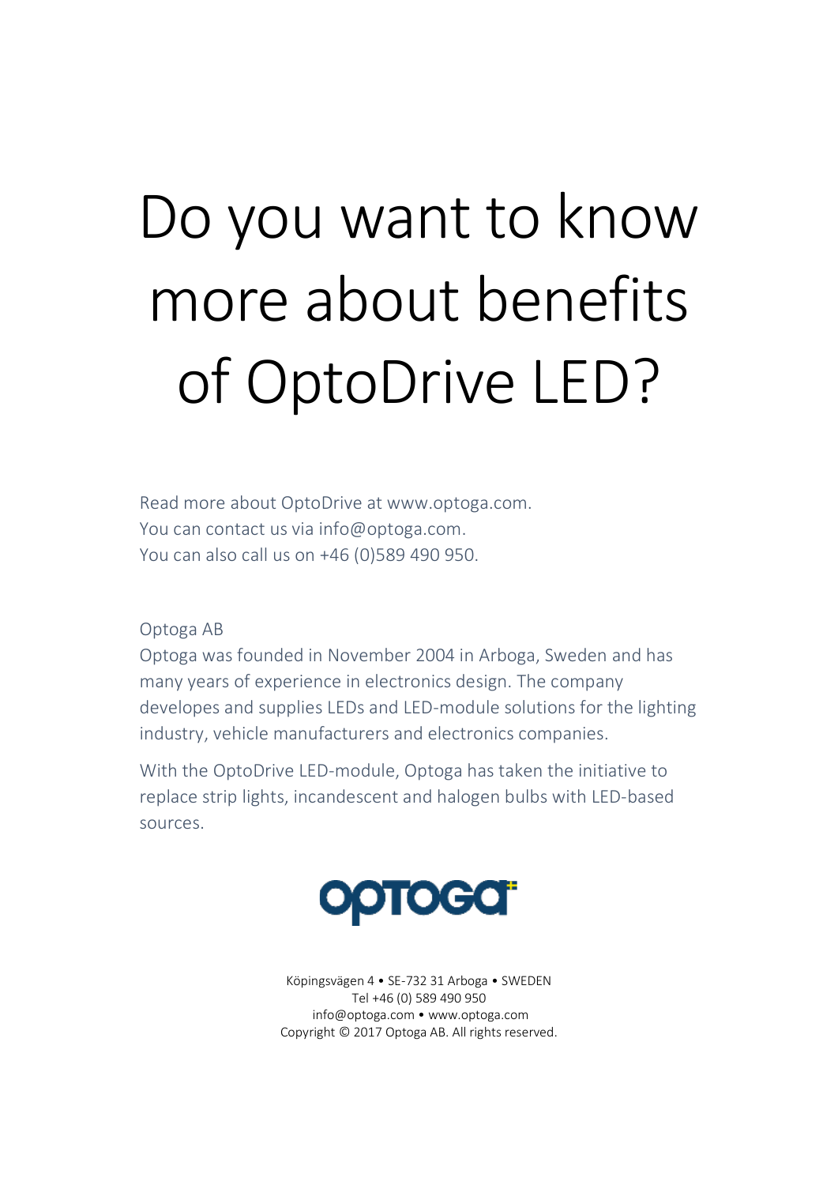# Do you want to know more about benefits of OptoDrive LED?

Read more about OptoDrive at www.optoga.com.
You can contact us via info@optoga.com.
You can also call us on +46 (0)589 490 950.

Optoga AB
Optoga was founded in November 2004 in Arboga, Sweden and has many years of experience in electronics design. The company developes and supplies LEDs and LED-module solutions for the lighting industry, vehicle manufacturers and electronics companies.

With the OptoDrive LED-module, Optoga has taken the initiative to replace strip lights, incandescent and halogen bulbs with LED-based sources.

OPTOGA

Köpingsvägen 4 • SE-732 31 Arboga • SWEDEN
Tel +46 (0) 589 490 950
info@optoga.com • www.optoga.com
Copyright © 2017 Optoga AB. All rights reserved.